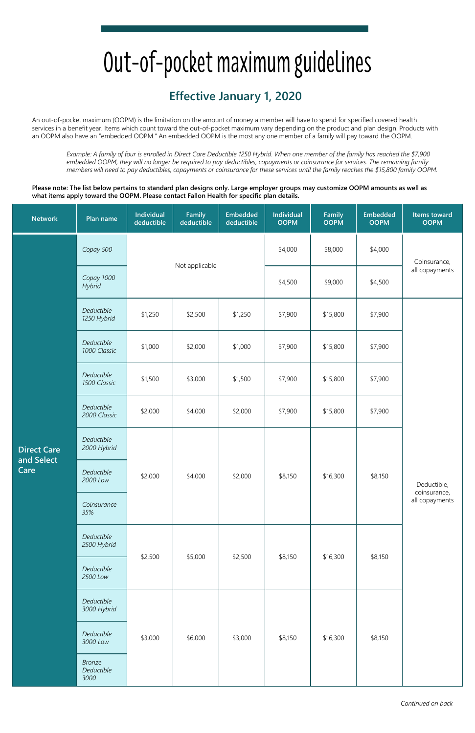# Out-of-pocket maximum guidelines

## Effective January 1, 2020

An out-of-pocket maximum (OOPM) is the limitation on the amount of money a member will have to spend for specified covered health services in a benefit year. Items which count toward the out-of-pocket maximum vary depending on the product and plan design. Products with an OOPM also have an "embedded OOPM." An embedded OOPM is the most any one member of a family will pay toward the OOPM.

> *Example: A family of four is enrolled in Direct Care Deductible 1250 Hybrid. When one member of the family has reached the $7,900 embedded OOPM, they will no longer be required to pay deductibles, copayments or coinsurance for services. The remaining family members will need to pay deductibles, copayments or coinsurance for these services until the family reaches the $15,800 family OOPM.*

**Please note: The list below pertains to standard plan designs only. Large employer groups may customize OOPM amounts as well as what items apply toward the OOPM. Please contact Fallon Health for specific plan details.**

| Network | Plan name | Individual deductible | Family deductible | Embedded deductible | Individual OOPM | Family OOPM | Embedded OOPM | Items toward OOPM |
|---|---|---|---|---|---|---|---|---|
| Direct Care and Select Care | *Copay 500* | Not applicable | | | $4,000 | $8,000 | $4,000 | Coinsurance, all copayments |
| | *Copay 1000 Hybrid* | | | | $4,500 | $9,000 | $4,500 | |
| | *Deductible 1250 Hybrid* | $1,250 | $2,500 | $1,250 | $7,900 | $15,800 | $7,900 | Deductible, coinsurance, all copayments |
| | *Deductible 1000 Classic* | $1,000 | $2,000 | $1,000 | $7,900 | $15,800 | $7,900 | |
| | *Deductible 1500 Classic* | $1,500 | $3,000 | $1,500 | $7,900 | $15,800 | $7,900 | |
| | *Deductible 2000 Classic* | $2,000 | $4,000 | $2,000 | $7,900 | $15,800 | $7,900 | |
| | *Deductible 2000 Hybrid* | $2,000 | $4,000 | $2,000 | $8,150 | $16,300 | $8,150 | |
| | *Deductible 2000 Low* | | | | | | | |
| | *Coinsurance 35%* | | | | | | | |
| | *Deductible 2500 Hybrid* | $2,500 | $5,000 | $2,500 | $8,150 | $16,300 | $8,150 | |
| | *Deductible 2500 Low* | | | | | | | |
| | *Deductible 3000 Hybrid* | $3,000 | $6,000 | $3,000 | $8,150 | $16,300 | $8,150 | |
| | *Deductible 3000 Low* | | | | | | | |
| | *Bronze Deductible 3000* | | | | | | | |

*Continued on back*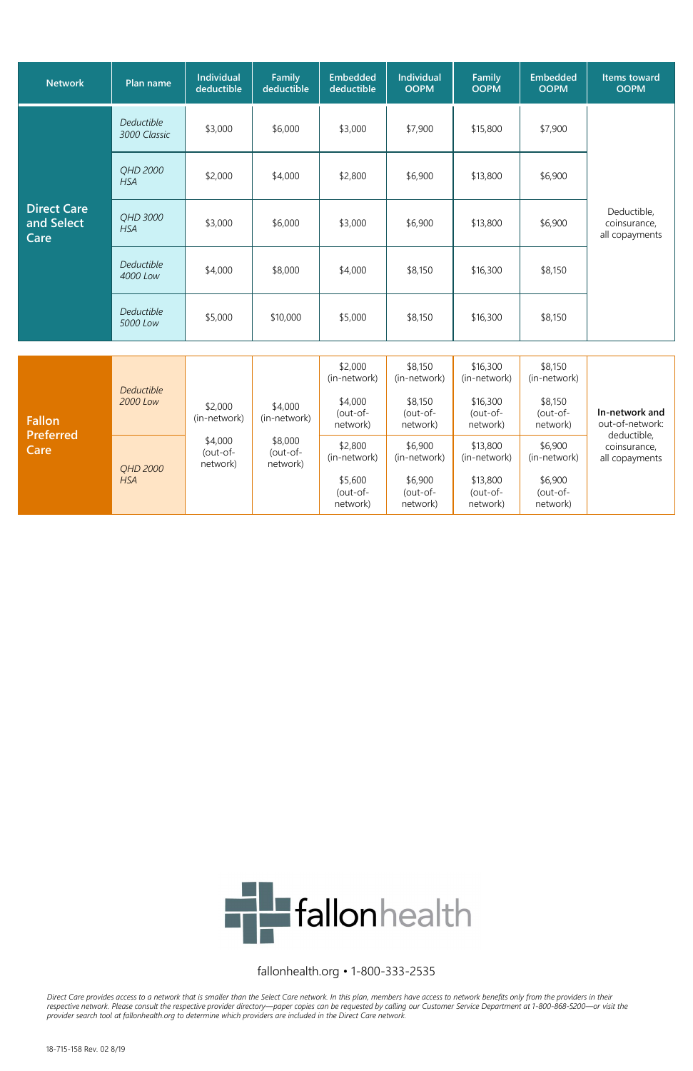| Network | Plan name | Individual deductible | Family deductible | Embedded deductible | Individual OOPM | Family OOPM | Embedded OOPM | Items toward OOPM |
|---|---|---|---|---|---|---|---|---|
| Direct Care and Select Care | *Deductible 3000 Classic* | $3,000 | $6,000 | $3,000 | $7,900 | $15,800 | $7,900 | Deductible, coinsurance, all copayments |
| | *QHD 2000 HSA* | $2,000 | $4,000 | $2,800 | $6,900 | $13,800 | $6,900 | |
| | *QHD 3000 HSA* | $3,000 | $6,000 | $3,000 | $6,900 | $13,800 | $6,900 | |
| | *Deductible 4000 Low* | $4,000 | $8,000 | $4,000 | $8,150 | $16,300 | $8,150 | |
| | *Deductible 5000 Low* | $5,000 | $10,000 | $5,000 | $8,150 | $16,300 | $8,150 | |
| Fallon Preferred Care | *Deductible 2000 Low* | $2,000 (in-network) $4,000 (out-of-network) | $4,000 (in-network) $8,000 (out-of-network) | $2,000 (in-network) $4,000 (out-of-network) | $8,150 (in-network) $8,150 (out-of-network) | $16,300 (in-network) $16,300 (out-of-network) | $8,150 (in-network) $8,150 (out-of-network) | **In-network and** out-of-network: deductible, coinsurance, all copayments |
| | *QHD 2000 HSA* | | | $2,800 (in-network) $5,600 (out-of-network) | $6,900 (in-network) $6,900 (out-of-network) | $13,800 (in-network) $13,800 (out-of-network) | $6,900 (in-network) $6,900 (out-of-network) | |

fallonhealth

fallonhealth.org • 1-800-333-2535

*Direct Care provides access to a network that is smaller than the Select Care network. In this plan, members have access to network benefits only from the providers in their respective network. Please consult the respective provider directory—paper copies can be requested by calling our Customer Service Department at 1-800-868-5200—or visit the provider search tool at fallonhealth.org to determine which providers are included in the Direct Care network.*

18-715-158 Rev. 02 8/19